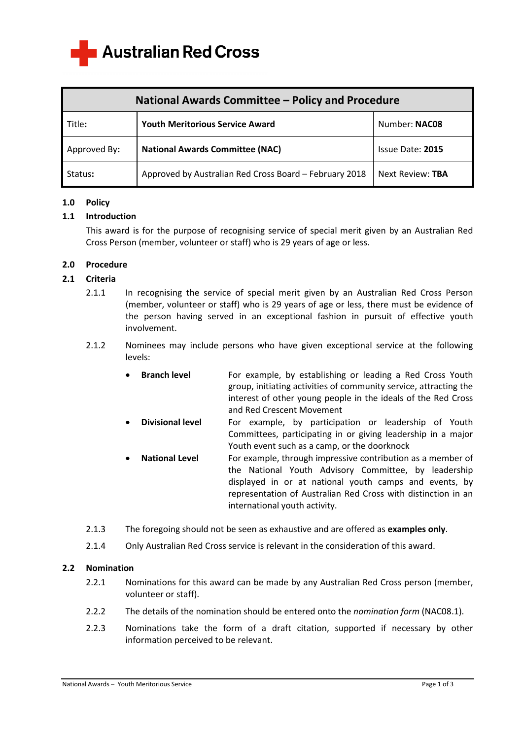Australian Red Cross

| National Awards Committee – Policy and Procedure | | |
|---|---|---|
| Title: | **Youth Meritorious Service Award** | Number: **NAC08** |
| Approved By: | **National Awards Committee (NAC)** | Issue Date: **2015** |
| Status: | Approved by Australian Red Cross Board – February 2018 | Next Review: **TBA** |

## 1.0 Policy

### 1.1 Introduction

This award is for the purpose of recognising service of special merit given by an Australian Red Cross Person (member, volunteer or staff) who is 29 years of age or less.

## 2.0 Procedure

### 2.1 Criteria

2.1.1 In recognising the service of special merit given by an Australian Red Cross Person (member, volunteer or staff) who is 29 years of age or less, there must be evidence of the person having served in an exceptional fashion in pursuit of effective youth involvement.

2.1.2 Nominees may include persons who have given exceptional service at the following levels:

- **Branch level** For example, by establishing or leading a Red Cross Youth group, initiating activities of community service, attracting the interest of other young people in the ideals of the Red Cross and Red Crescent Movement
- **Divisional level** For example, by participation or leadership of Youth Committees, participating in or giving leadership in a major Youth event such as a camp, or the doorknock
- **National Level** For example, through impressive contribution as a member of the National Youth Advisory Committee, by leadership displayed in or at national youth camps and events, by representation of Australian Red Cross with distinction in an international youth activity.

2.1.3 The foregoing should not be seen as exhaustive and are offered as **examples only**.

2.1.4 Only Australian Red Cross service is relevant in the consideration of this award.

### 2.2 Nomination

2.2.1 Nominations for this award can be made by any Australian Red Cross person (member, volunteer or staff).

2.2.2 The details of the nomination should be entered onto the *nomination form* (NAC08.1).

2.2.3 Nominations take the form of a draft citation, supported if necessary by other information perceived to be relevant.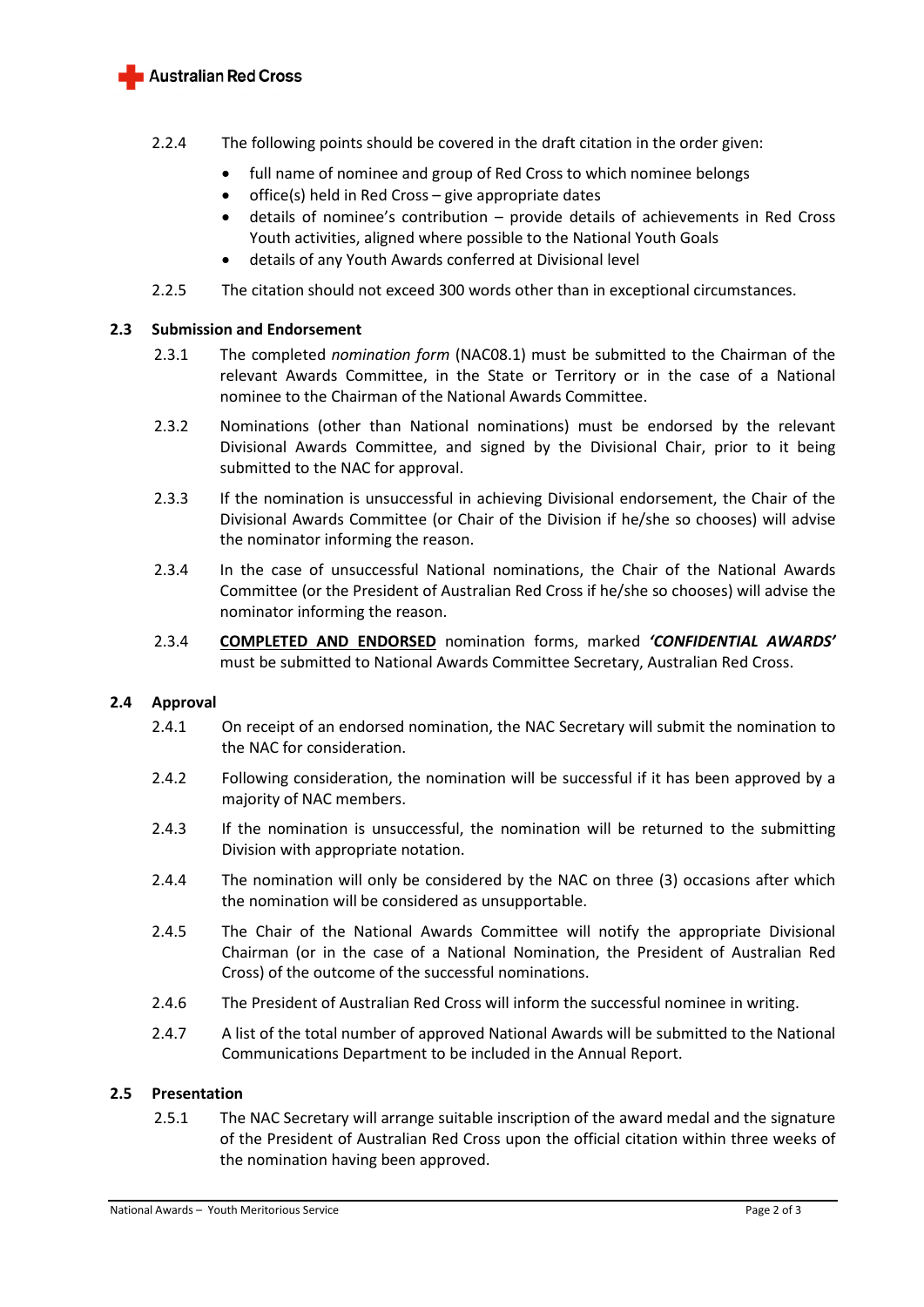2.2.4 The following points should be covered in the draft citation in the order given:

- full name of nominee and group of Red Cross to which nominee belongs
- office(s) held in Red Cross – give appropriate dates
- details of nominee's contribution – provide details of achievements in Red Cross Youth activities, aligned where possible to the National Youth Goals
- details of any Youth Awards conferred at Divisional level

2.2.5 The citation should not exceed 300 words other than in exceptional circumstances.

### 2.3 Submission and Endorsement

2.3.1 The completed *nomination form* (NAC08.1) must be submitted to the Chairman of the relevant Awards Committee, in the State or Territory or in the case of a National nominee to the Chairman of the National Awards Committee.

2.3.2 Nominations (other than National nominations) must be endorsed by the relevant Divisional Awards Committee, and signed by the Divisional Chair, prior to it being submitted to the NAC for approval.

2.3.3 If the nomination is unsuccessful in achieving Divisional endorsement, the Chair of the Divisional Awards Committee (or Chair of the Division if he/she so chooses) will advise the nominator informing the reason.

2.3.4 In the case of unsuccessful National nominations, the Chair of the National Awards Committee (or the President of Australian Red Cross if he/she so chooses) will advise the nominator informing the reason.

2.3.4 <u>**COMPLETED AND ENDORSED**</u> nomination forms, marked ***'CONFIDENTIAL AWARDS'*** must be submitted to National Awards Committee Secretary, Australian Red Cross.

### 2.4 Approval

2.4.1 On receipt of an endorsed nomination, the NAC Secretary will submit the nomination to the NAC for consideration.

2.4.2 Following consideration, the nomination will be successful if it has been approved by a majority of NAC members.

2.4.3 If the nomination is unsuccessful, the nomination will be returned to the submitting Division with appropriate notation.

2.4.4 The nomination will only be considered by the NAC on three (3) occasions after which the nomination will be considered as unsupportable.

2.4.5 The Chair of the National Awards Committee will notify the appropriate Divisional Chairman (or in the case of a National Nomination, the President of Australian Red Cross) of the outcome of the successful nominations.

2.4.6 The President of Australian Red Cross will inform the successful nominee in writing.

2.4.7 A list of the total number of approved National Awards will be submitted to the National Communications Department to be included in the Annual Report.

### 2.5 Presentation

2.5.1 The NAC Secretary will arrange suitable inscription of the award medal and the signature of the President of Australian Red Cross upon the official citation within three weeks of the nomination having been approved.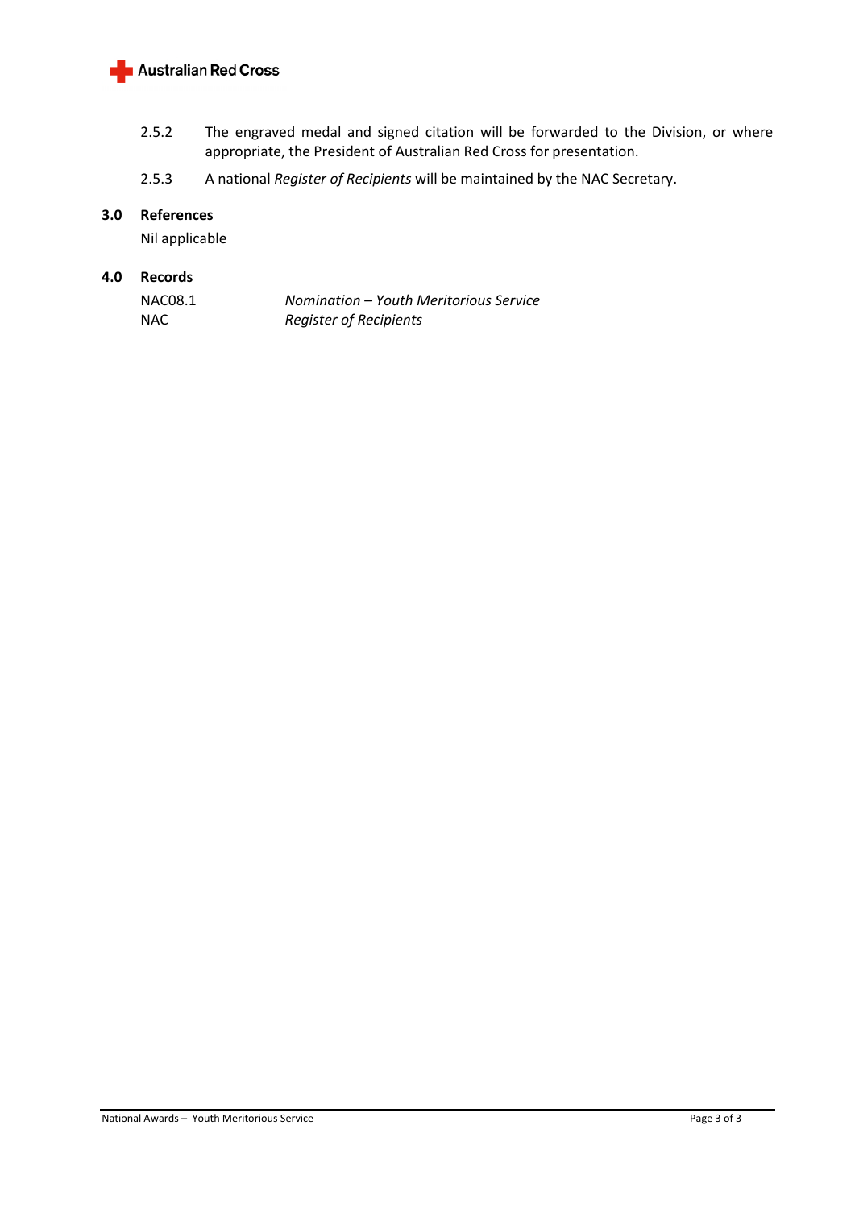2.5.2 The engraved medal and signed citation will be forwarded to the Division, or where appropriate, the President of Australian Red Cross for presentation.

2.5.3 A national *Register of Recipients* will be maintained by the NAC Secretary.

## 3.0 References

Nil applicable

## 4.0 Records

| | |
|---|---|
| NAC08.1 | *Nomination – Youth Meritorious Service* |
| NAC | *Register of Recipients* |